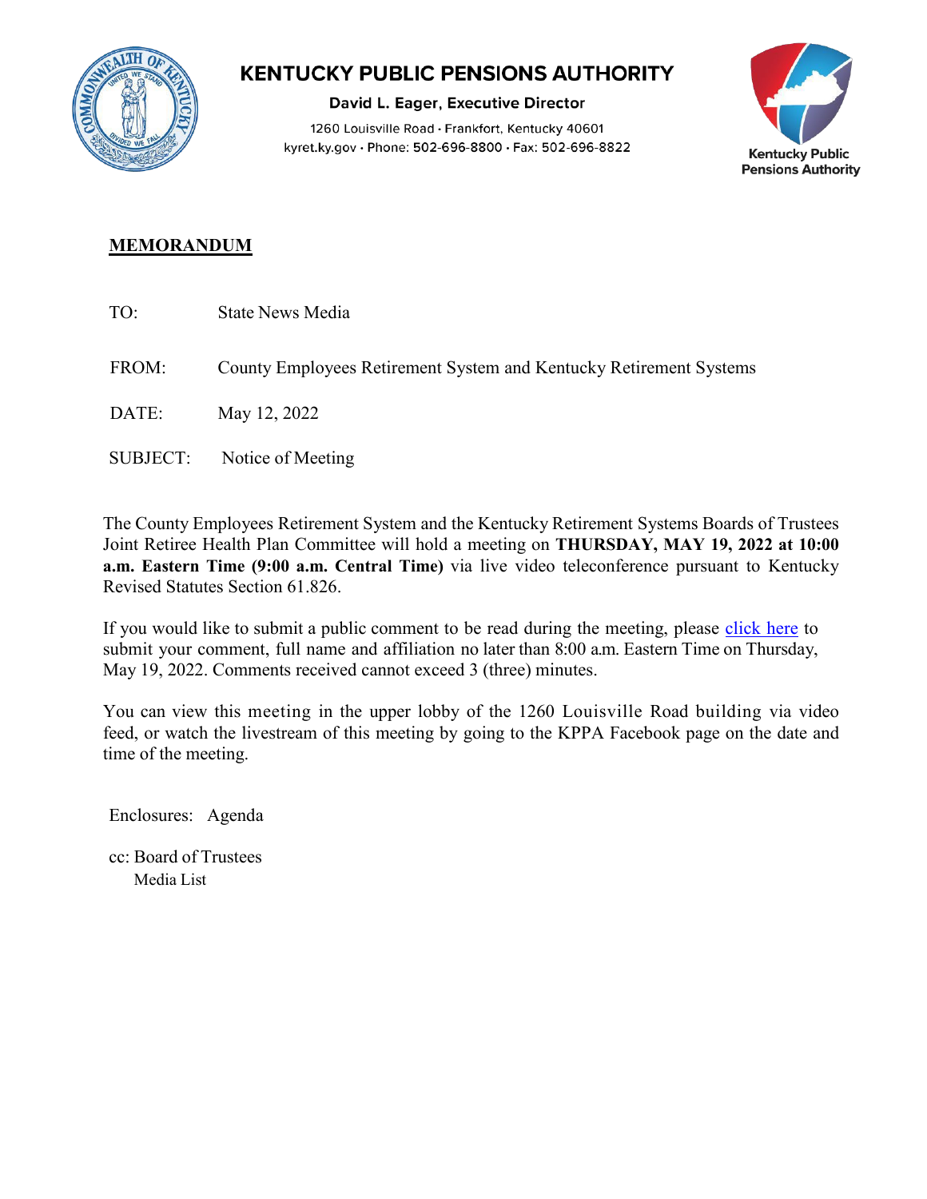# KENTUCKY PUBLIC PENSIONS AUTHORITY

**David L. Eager, Executive Director**

1260 Louisville Road • Frankfort, Kentucky 40601
kyret.ky.gov • Phone: 502-696-8800 • Fax: 502-696-8822

Kentucky Public Pensions Authority

## MEMORANDUM

TO: State News Media

FROM: County Employees Retirement System and Kentucky Retirement Systems

DATE: May 12, 2022

SUBJECT: Notice of Meeting

The County Employees Retirement System and the Kentucky Retirement Systems Boards of Trustees Joint Retiree Health Plan Committee will hold a meeting on **THURSDAY, MAY 19, 2022 at 10:00 a.m. Eastern Time (9:00 a.m. Central Time)** via live video teleconference pursuant to Kentucky Revised Statutes Section 61.826.

If you would like to submit a public comment to be read during the meeting, please click here to submit your comment, full name and affiliation no later than 8:00 a.m. Eastern Time on Thursday, May 19, 2022. Comments received cannot exceed 3 (three) minutes.

You can view this meeting in the upper lobby of the 1260 Louisville Road building via video feed, or watch the livestream of this meeting by going to the KPPA Facebook page on the date and time of the meeting.

Enclosures: Agenda

cc: Board of Trustees
Media List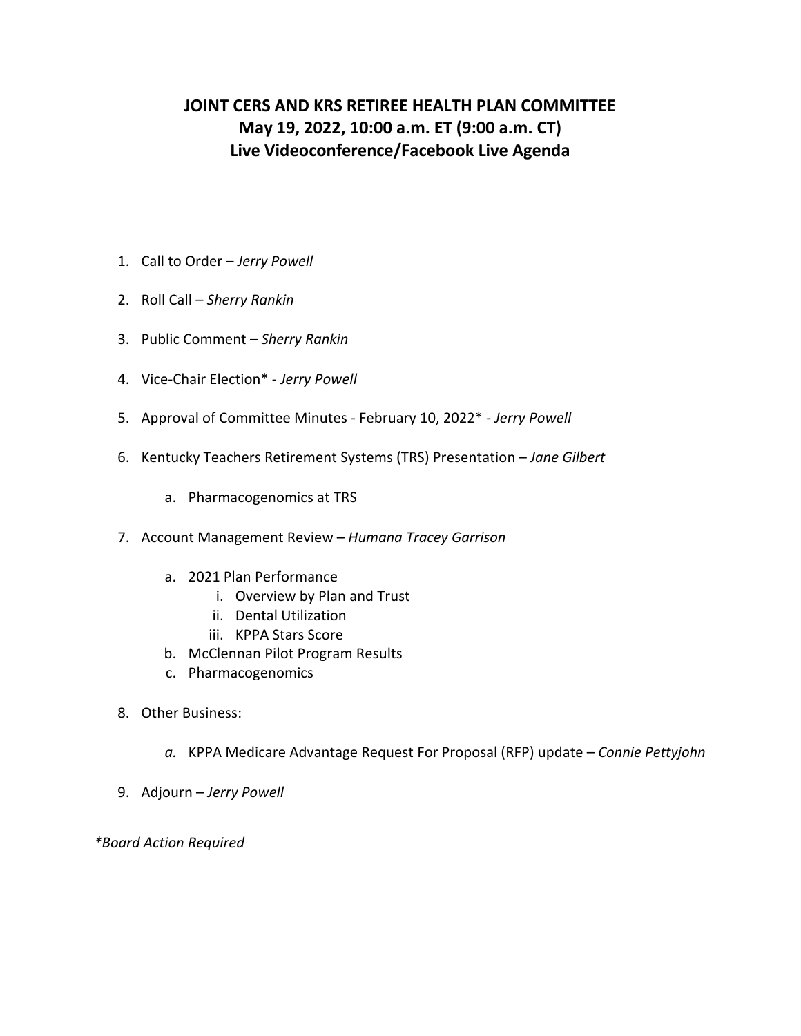# JOINT CERS AND KRS RETIREE HEALTH PLAN COMMITTEE
# May 19, 2022, 10:00 a.m. ET (9:00 a.m. CT)
# Live Videoconference/Facebook Live Agenda

1. Call to Order – *Jerry Powell*
2. Roll Call – *Sherry Rankin*
3. Public Comment – *Sherry Rankin*
4. Vice-Chair Election* - *Jerry Powell*
5. Approval of Committee Minutes - February 10, 2022* - *Jerry Powell*
6. Kentucky Teachers Retirement Systems (TRS) Presentation – *Jane Gilbert*
   a. Pharmacogenomics at TRS
7. Account Management Review – *Humana Tracey Garrison*
   a. 2021 Plan Performance
      i. Overview by Plan and Trust
      ii. Dental Utilization
      iii. KPPA Stars Score
   b. McClennan Pilot Program Results
   c. Pharmacogenomics
8. Other Business:
   *a.* KPPA Medicare Advantage Request For Proposal (RFP) update – *Connie Pettyjohn*
9. Adjourn – *Jerry Powell*

**Board Action Required*